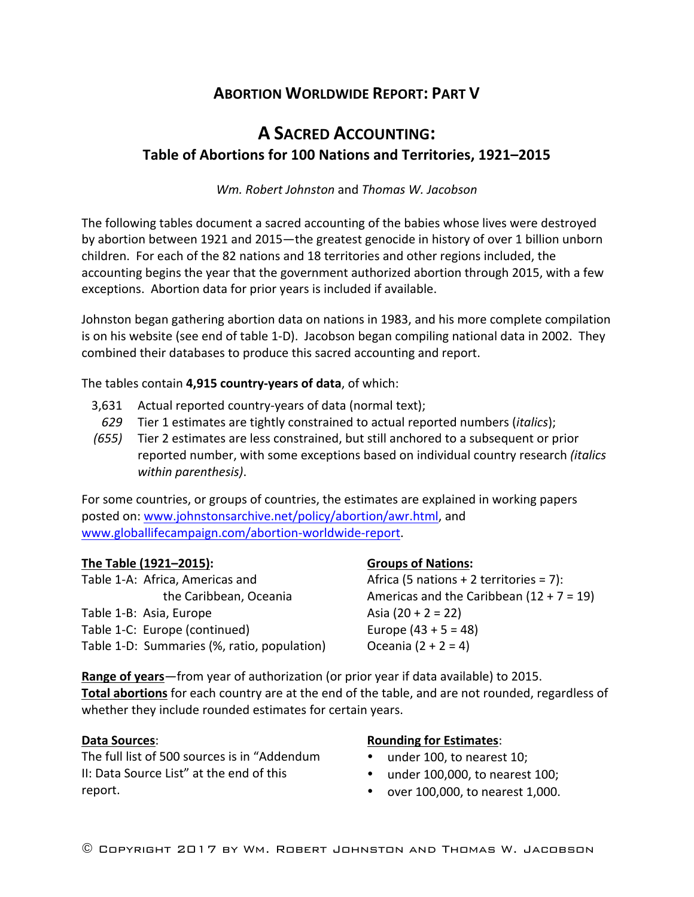# Abortion Worldwide Report: Part V

## A Sacred Accounting:
### Table of Abortions for 100 Nations and Territories, 1921–2015

*Wm. Robert Johnston* and *Thomas W. Jacobson*

The following tables document a sacred accounting of the babies whose lives were destroyed by abortion between 1921 and 2015—the greatest genocide in history of over 1 billion unborn children. For each of the 82 nations and 18 territories and other regions included, the accounting begins the year that the government authorized abortion through 2015, with a few exceptions. Abortion data for prior years is included if available.

Johnston began gathering abortion data on nations in 1983, and his more complete compilation is on his website (see end of table 1-D). Jacobson began compiling national data in 2002. They combined their databases to produce this sacred accounting and report.

The tables contain **4,915 country-years of data**, of which:

- 3,631 Actual reported country-years of data (normal text);
- *629* Tier 1 estimates are tightly constrained to actual reported numbers (*italics*);
- *(655)* Tier 2 estimates are less constrained, but still anchored to a subsequent or prior reported number, with some exceptions based on individual country research *(italics within parenthesis)*.

For some countries, or groups of countries, the estimates are explained in working papers posted on: www.johnstonsarchive.net/policy/abortion/awr.html, and www.globallifecampaign.com/abortion-worldwide-report.

**The Table (1921–2015):**

- Table 1-A: Africa, Americas and the Caribbean, Oceania
- Table 1-B: Asia, Europe
- Table 1-C: Europe (continued)
- Table 1-D: Summaries (%, ratio, population)

**Groups of Nations:**

- Africa (5 nations + 2 territories = 7):
- Americas and the Caribbean (12 + 7 = 19)
- Asia (20 + 2 = 22)
- Europe (43 + 5 = 48)
- Oceania (2 + 2 = 4)

**Range of years**—from year of authorization (or prior year if data available) to 2015.
**Total abortions** for each country are at the end of the table, and are not rounded, regardless of whether they include rounded estimates for certain years.

**Data Sources**:
The full list of 500 sources is in "Addendum II: Data Source List" at the end of this report.

**Rounding for Estimates**:

- under 100, to nearest 10;
- under 100,000, to nearest 100;
- over 100,000, to nearest 1,000.

© Copyright 2017 by Wm. Robert Johnston and Thomas W. Jacobson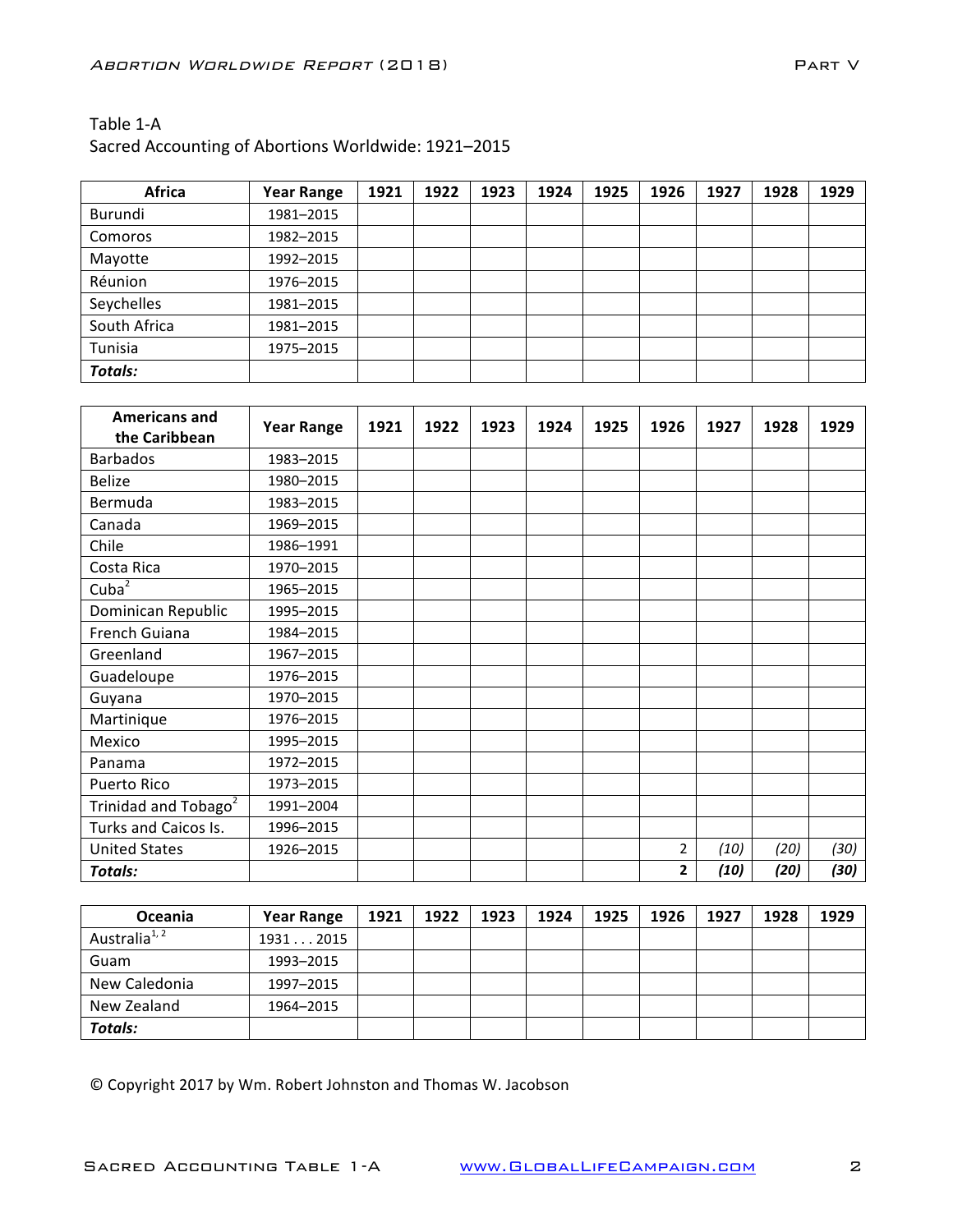Table 1-A

Sacred Accounting of Abortions Worldwide: 1921–2015

| Africa | Year Range | 1921 | 1922 | 1923 | 1924 | 1925 | 1926 | 1927 | 1928 | 1929 |
|---|---|---|---|---|---|---|---|---|---|---|
| Burundi | 1981–2015 | | | | | | | | | |
| Comoros | 1982–2015 | | | | | | | | | |
| Mayotte | 1992–2015 | | | | | | | | | |
| Réunion | 1976–2015 | | | | | | | | | |
| Seychelles | 1981–2015 | | | | | | | | | |
| South Africa | 1981–2015 | | | | | | | | | |
| Tunisia | 1975–2015 | | | | | | | | | |
| ***Totals:*** | | | | | | | | | | |

| Americans and the Caribbean | Year Range | 1921 | 1922 | 1923 | 1924 | 1925 | 1926 | 1927 | 1928 | 1929 |
|---|---|---|---|---|---|---|---|---|---|---|
| Barbados | 1983–2015 | | | | | | | | | |
| Belize | 1980–2015 | | | | | | | | | |
| Bermuda | 1983–2015 | | | | | | | | | |
| Canada | 1969–2015 | | | | | | | | | |
| Chile | 1986–1991 | | | | | | | | | |
| Costa Rica | 1970–2015 | | | | | | | | | |
| Cuba[2] | 1965–2015 | | | | | | | | | |
| Dominican Republic | 1995–2015 | | | | | | | | | |
| French Guiana | 1984–2015 | | | | | | | | | |
| Greenland | 1967–2015 | | | | | | | | | |
| Guadeloupe | 1976–2015 | | | | | | | | | |
| Guyana | 1970–2015 | | | | | | | | | |
| Martinique | 1976–2015 | | | | | | | | | |
| Mexico | 1995–2015 | | | | | | | | | |
| Panama | 1972–2015 | | | | | | | | | |
| Puerto Rico | 1973–2015 | | | | | | | | | |
| Trinidad and Tobago[2] | 1991–2004 | | | | | | | | | |
| Turks and Caicos Is. | 1996–2015 | | | | | | | | | |
| United States | 1926–2015 | | | | | | 2 | *(10)* | *(20)* | *(30)* |
| ***Totals:*** | | | | | | | **2** | ***(10)*** | ***(20)*** | ***(30)*** |

| Oceania | Year Range | 1921 | 1922 | 1923 | 1924 | 1925 | 1926 | 1927 | 1928 | 1929 |
|---|---|---|---|---|---|---|---|---|---|---|
| Australia[1, 2] | 1931 . . . 2015 | | | | | | | | | |
| Guam | 1993–2015 | | | | | | | | | |
| New Caledonia | 1997–2015 | | | | | | | | | |
| New Zealand | 1964–2015 | | | | | | | | | |
| ***Totals:*** | | | | | | | | | | |

© Copyright 2017 by Wm. Robert Johnston and Thomas W. Jacobson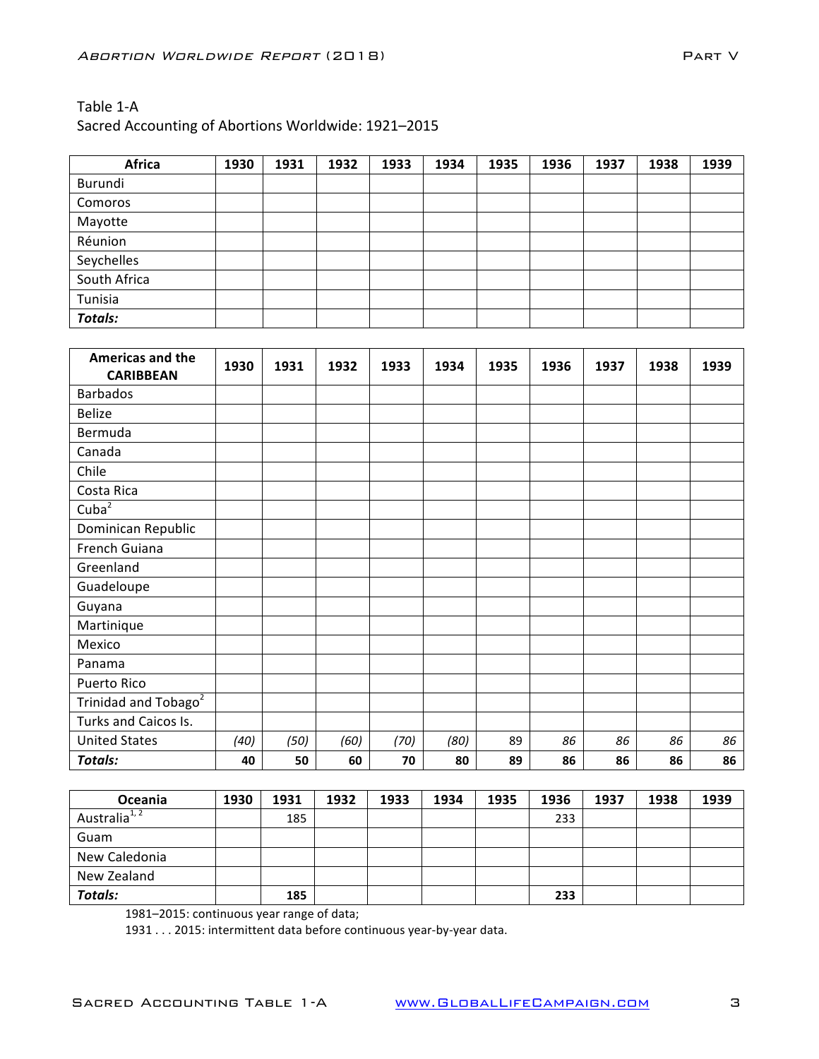Table 1-A
Sacred Accounting of Abortions Worldwide: 1921–2015

| Africa | 1930 | 1931 | 1932 | 1933 | 1934 | 1935 | 1936 | 1937 | 1938 | 1939 |
|---|---|---|---|---|---|---|---|---|---|---|
| Burundi | | | | | | | | | | |
| Comoros | | | | | | | | | | |
| Mayotte | | | | | | | | | | |
| Réunion | | | | | | | | | | |
| Seychelles | | | | | | | | | | |
| South Africa | | | | | | | | | | |
| Tunisia | | | | | | | | | | |
| ***Totals:*** | | | | | | | | | | |

| Americas and the CARIBBEAN | 1930 | 1931 | 1932 | 1933 | 1934 | 1935 | 1936 | 1937 | 1938 | 1939 |
|---|---|---|---|---|---|---|---|---|---|---|
| Barbados | | | | | | | | | | |
| Belize | | | | | | | | | | |
| Bermuda | | | | | | | | | | |
| Canada | | | | | | | | | | |
| Chile | | | | | | | | | | |
| Costa Rica | | | | | | | | | | |
| Cuba[2] | | | | | | | | | | |
| Dominican Republic | | | | | | | | | | |
| French Guiana | | | | | | | | | | |
| Greenland | | | | | | | | | | |
| Guadeloupe | | | | | | | | | | |
| Guyana | | | | | | | | | | |
| Martinique | | | | | | | | | | |
| Mexico | | | | | | | | | | |
| Panama | | | | | | | | | | |
| Puerto Rico | | | | | | | | | | |
| Trinidad and Tobago[2] | | | | | | | | | | |
| Turks and Caicos Is. | | | | | | | | | | |
| United States | *(40)* | *(50)* | *(60)* | *(70)* | *(80)* | 89 | *86* | *86* | *86* | *86* |
| ***Totals:*** | **40** | **50** | **60** | **70** | **80** | **89** | **86** | **86** | **86** | **86** |

| Oceania | 1930 | 1931 | 1932 | 1933 | 1934 | 1935 | 1936 | 1937 | 1938 | 1939 |
|---|---|---|---|---|---|---|---|---|---|---|
| Australia[1, 2] | | 185 | | | | | 233 | | | |
| Guam | | | | | | | | | | |
| New Caledonia | | | | | | | | | | |
| New Zealand | | | | | | | | | | |
| ***Totals:*** | | **185** | | | | | **233** | | | |

1981–2015: continuous year range of data;
1931 . . . 2015: intermittent data before continuous year-by-year data.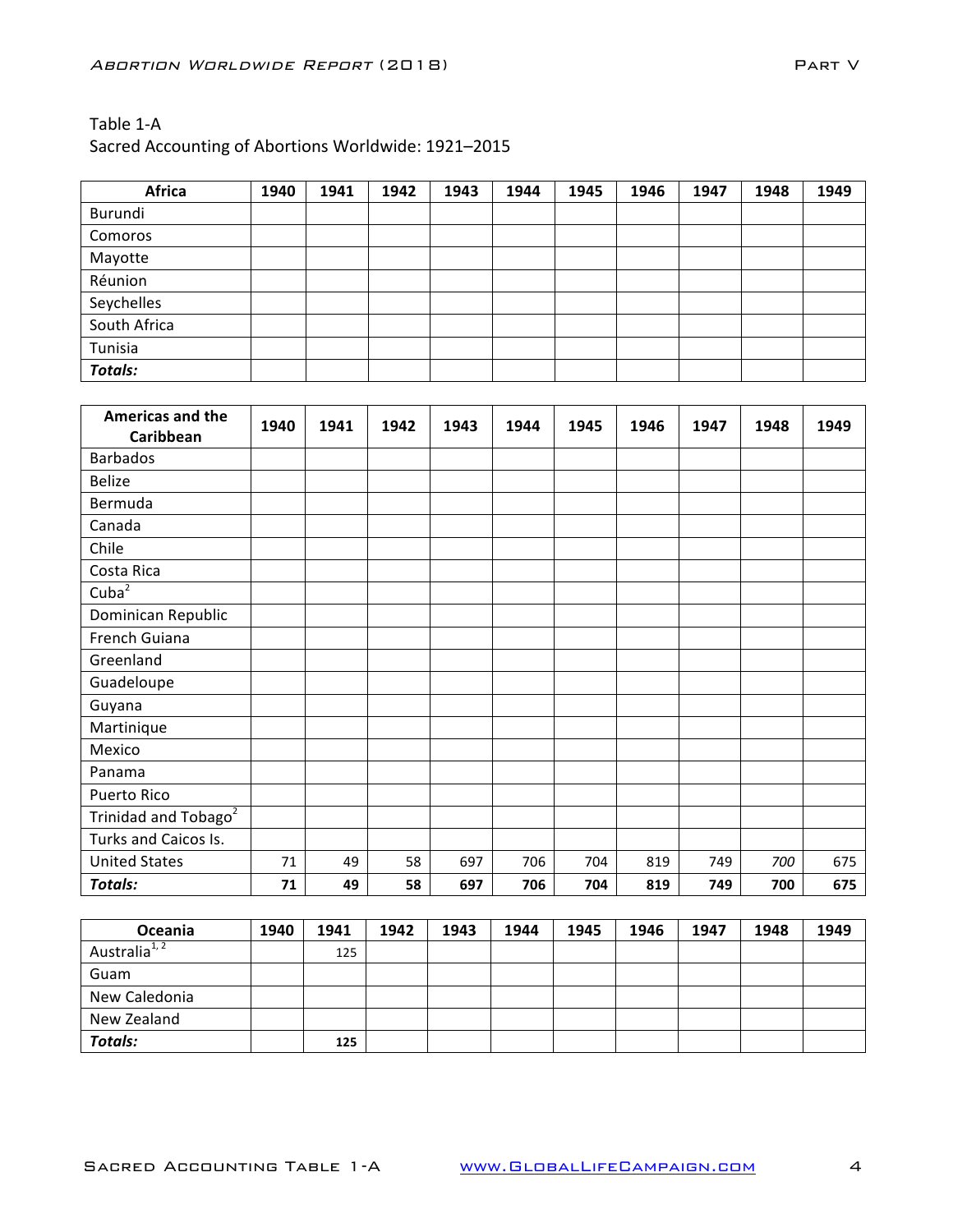Table 1-A
Sacred Accounting of Abortions Worldwide: 1921–2015

| Africa | 1940 | 1941 | 1942 | 1943 | 1944 | 1945 | 1946 | 1947 | 1948 | 1949 |
|---|---|---|---|---|---|---|---|---|---|---|
| Burundi | | | | | | | | | | |
| Comoros | | | | | | | | | | |
| Mayotte | | | | | | | | | | |
| Réunion | | | | | | | | | | |
| Seychelles | | | | | | | | | | |
| South Africa | | | | | | | | | | |
| Tunisia | | | | | | | | | | |
| ***Totals:*** | | | | | | | | | | |

| Americas and the Caribbean | 1940 | 1941 | 1942 | 1943 | 1944 | 1945 | 1946 | 1947 | 1948 | 1949 |
|---|---|---|---|---|---|---|---|---|---|---|
| Barbados | | | | | | | | | | |
| Belize | | | | | | | | | | |
| Bermuda | | | | | | | | | | |
| Canada | | | | | | | | | | |
| Chile | | | | | | | | | | |
| Costa Rica | | | | | | | | | | |
| Cuba[2] | | | | | | | | | | |
| Dominican Republic | | | | | | | | | | |
| French Guiana | | | | | | | | | | |
| Greenland | | | | | | | | | | |
| Guadeloupe | | | | | | | | | | |
| Guyana | | | | | | | | | | |
| Martinique | | | | | | | | | | |
| Mexico | | | | | | | | | | |
| Panama | | | | | | | | | | |
| Puerto Rico | | | | | | | | | | |
| Trinidad and Tobago[2] | | | | | | | | | | |
| Turks and Caicos Is. | | | | | | | | | | |
| United States | 71 | 49 | 58 | 697 | 706 | 704 | 819 | 749 | *700* | 675 |
| ***Totals:*** | **71** | **49** | **58** | **697** | **706** | **704** | **819** | **749** | **700** | **675** |

| Oceania | 1940 | 1941 | 1942 | 1943 | 1944 | 1945 | 1946 | 1947 | 1948 | 1949 |
|---|---|---|---|---|---|---|---|---|---|---|
| Australia[1, 2] | | 125 | | | | | | | | |
| Guam | | | | | | | | | | |
| New Caledonia | | | | | | | | | | |
| New Zealand | | | | | | | | | | |
| ***Totals:*** | | **125** | | | | | | | | |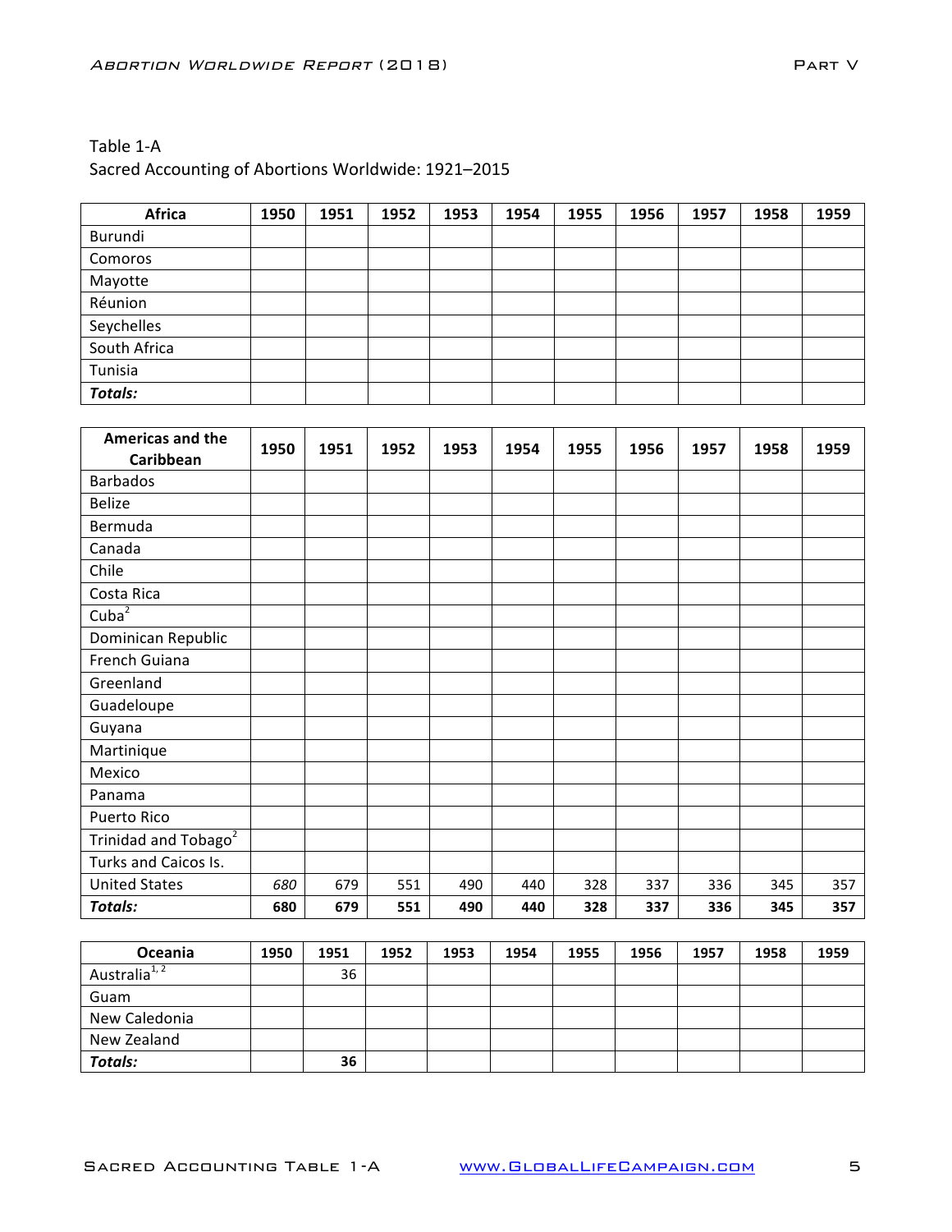Table 1-A

Sacred Accounting of Abortions Worldwide: 1921–2015

| Africa | 1950 | 1951 | 1952 | 1953 | 1954 | 1955 | 1956 | 1957 | 1958 | 1959 |
|---|---|---|---|---|---|---|---|---|---|---|
| Burundi | | | | | | | | | | |
| Comoros | | | | | | | | | | |
| Mayotte | | | | | | | | | | |
| Réunion | | | | | | | | | | |
| Seychelles | | | | | | | | | | |
| South Africa | | | | | | | | | | |
| Tunisia | | | | | | | | | | |
| ***Totals:*** | | | | | | | | | | |

| Americas and the Caribbean | 1950 | 1951 | 1952 | 1953 | 1954 | 1955 | 1956 | 1957 | 1958 | 1959 |
|---|---|---|---|---|---|---|---|---|---|---|
| Barbados | | | | | | | | | | |
| Belize | | | | | | | | | | |
| Bermuda | | | | | | | | | | |
| Canada | | | | | | | | | | |
| Chile | | | | | | | | | | |
| Costa Rica | | | | | | | | | | |
| Cuba[2] | | | | | | | | | | |
| Dominican Republic | | | | | | | | | | |
| French Guiana | | | | | | | | | | |
| Greenland | | | | | | | | | | |
| Guadeloupe | | | | | | | | | | |
| Guyana | | | | | | | | | | |
| Martinique | | | | | | | | | | |
| Mexico | | | | | | | | | | |
| Panama | | | | | | | | | | |
| Puerto Rico | | | | | | | | | | |
| Trinidad and Tobago[2] | | | | | | | | | | |
| Turks and Caicos Is. | | | | | | | | | | |
| United States | *680* | 679 | 551 | 490 | 440 | 328 | 337 | 336 | 345 | 357 |
| ***Totals:*** | **680** | **679** | **551** | **490** | **440** | **328** | **337** | **336** | **345** | **357** |

| Oceania | 1950 | 1951 | 1952 | 1953 | 1954 | 1955 | 1956 | 1957 | 1958 | 1959 |
|---|---|---|---|---|---|---|---|---|---|---|
| Australia[1, 2] | | 36 | | | | | | | | |
| Guam | | | | | | | | | | |
| New Caledonia | | | | | | | | | | |
| New Zealand | | | | | | | | | | |
| ***Totals:*** | | **36** | | | | | | | | |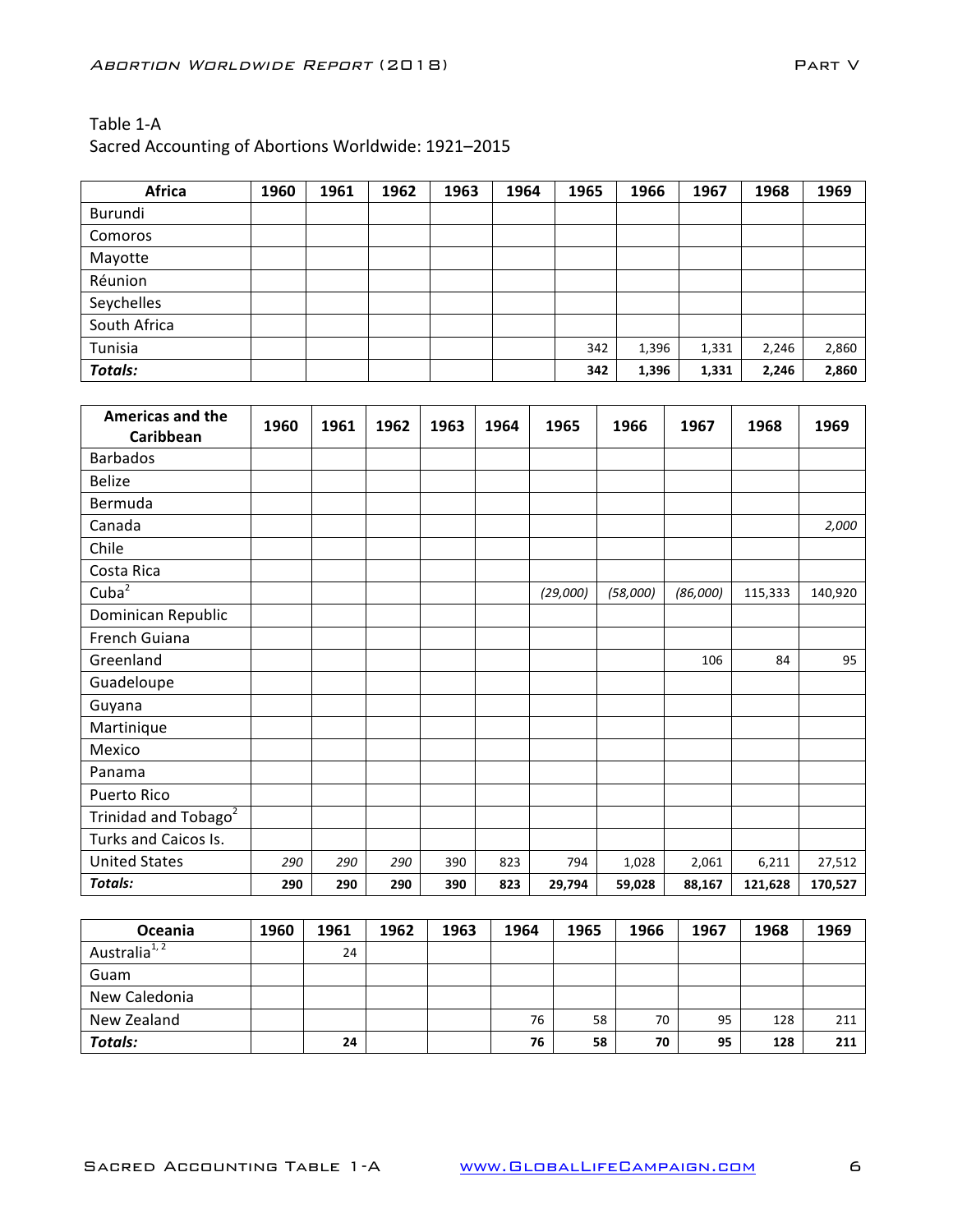Table 1-A
Sacred Accounting of Abortions Worldwide: 1921–2015

| Africa | 1960 | 1961 | 1962 | 1963 | 1964 | 1965 | 1966 | 1967 | 1968 | 1969 |
|---|---|---|---|---|---|---|---|---|---|---|
| Burundi | | | | | | | | | | |
| Comoros | | | | | | | | | | |
| Mayotte | | | | | | | | | | |
| Réunion | | | | | | | | | | |
| Seychelles | | | | | | | | | | |
| South Africa | | | | | | | | | | |
| Tunisia | | | | | | 342 | 1,396 | 1,331 | 2,246 | 2,860 |
| ***Totals:*** | | | | | | **342** | **1,396** | **1,331** | **2,246** | **2,860** |

| Americas and the Caribbean | 1960 | 1961 | 1962 | 1963 | 1964 | 1965 | 1966 | 1967 | 1968 | 1969 |
|---|---|---|---|---|---|---|---|---|---|---|
| Barbados | | | | | | | | | | |
| Belize | | | | | | | | | | |
| Bermuda | | | | | | | | | | |
| Canada | | | | | | | | | | *2,000* |
| Chile | | | | | | | | | | |
| Costa Rica | | | | | | | | | | |
| Cuba[2] | | | | | | *(29,000)* | *(58,000)* | *(86,000)* | 115,333 | 140,920 |
| Dominican Republic | | | | | | | | | | |
| French Guiana | | | | | | | | | | |
| Greenland | | | | | | | | 106 | 84 | 95 |
| Guadeloupe | | | | | | | | | | |
| Guyana | | | | | | | | | | |
| Martinique | | | | | | | | | | |
| Mexico | | | | | | | | | | |
| Panama | | | | | | | | | | |
| Puerto Rico | | | | | | | | | | |
| Trinidad and Tobago[2] | | | | | | | | | | |
| Turks and Caicos Is. | | | | | | | | | | |
| United States | *290* | *290* | *290* | 390 | 823 | 794 | 1,028 | 2,061 | 6,211 | 27,512 |
| ***Totals:*** | **290** | **290** | **290** | **390** | **823** | **29,794** | **59,028** | **88,167** | **121,628** | **170,527** |

| Oceania | 1960 | 1961 | 1962 | 1963 | 1964 | 1965 | 1966 | 1967 | 1968 | 1969 |
|---|---|---|---|---|---|---|---|---|---|---|
| Australia[1, 2] | | 24 | | | | | | | | |
| Guam | | | | | | | | | | |
| New Caledonia | | | | | | | | | | |
| New Zealand | | | | | 76 | 58 | 70 | 95 | 128 | 211 |
| ***Totals:*** | | **24** | | | **76** | **58** | **70** | **95** | **128** | **211** |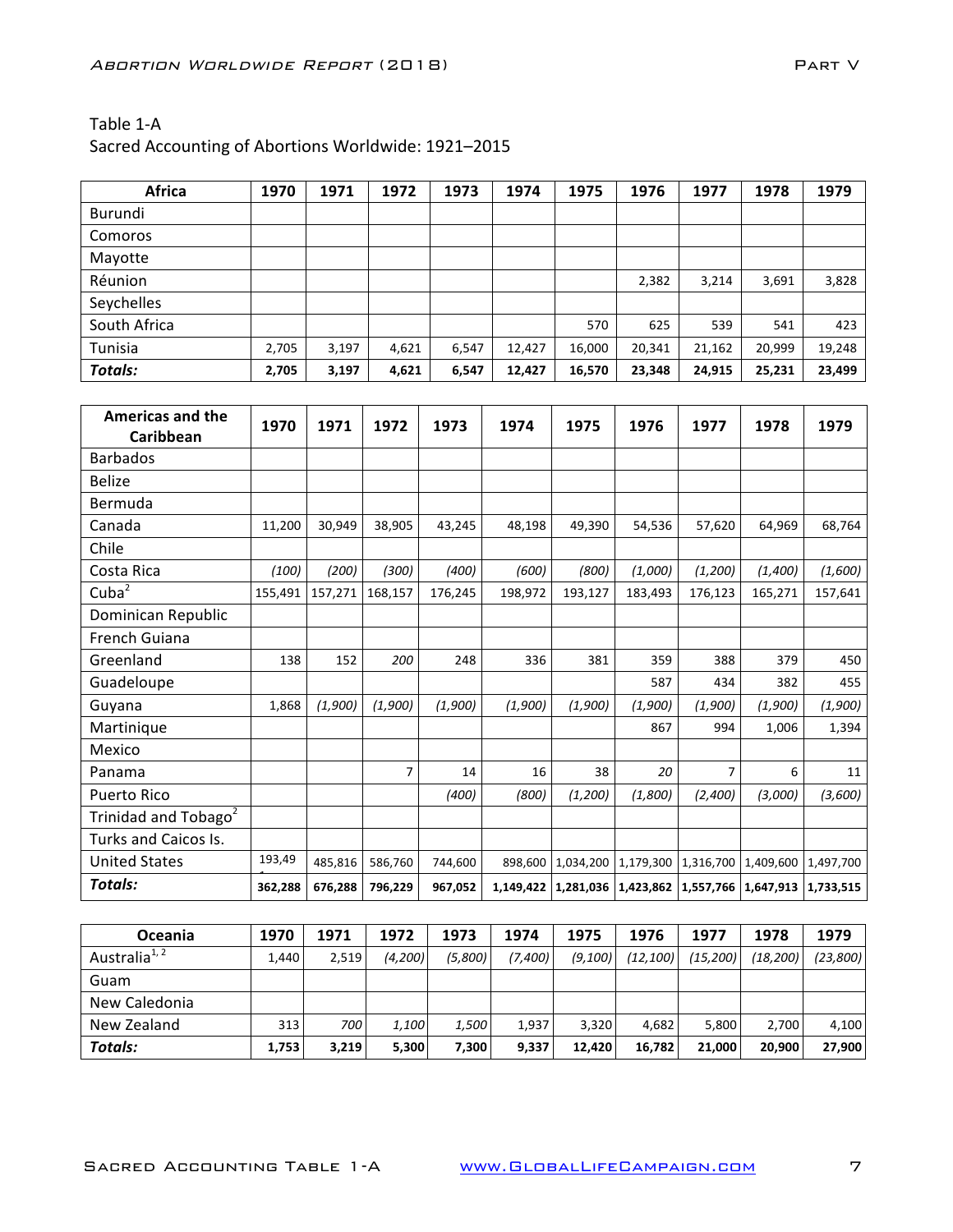Table 1-A
Sacred Accounting of Abortions Worldwide: 1921–2015

| Africa | 1970 | 1971 | 1972 | 1973 | 1974 | 1975 | 1976 | 1977 | 1978 | 1979 |
|---|---|---|---|---|---|---|---|---|---|---|
| Burundi | | | | | | | | | | |
| Comoros | | | | | | | | | | |
| Mayotte | | | | | | | | | | |
| Réunion | | | | | | | 2,382 | 3,214 | 3,691 | 3,828 |
| Seychelles | | | | | | | | | | |
| South Africa | | | | | | 570 | 625 | 539 | 541 | 423 |
| Tunisia | 2,705 | 3,197 | 4,621 | 6,547 | 12,427 | 16,000 | 20,341 | 21,162 | 20,999 | 19,248 |
| ***Totals:*** | **2,705** | **3,197** | **4,621** | **6,547** | **12,427** | **16,570** | **23,348** | **24,915** | **25,231** | **23,499** |

| Americas and the Caribbean | 1970 | 1971 | 1972 | 1973 | 1974 | 1975 | 1976 | 1977 | 1978 | 1979 |
|---|---|---|---|---|---|---|---|---|---|---|
| Barbados | | | | | | | | | | |
| Belize | | | | | | | | | | |
| Bermuda | | | | | | | | | | |
| Canada | 11,200 | 30,949 | 38,905 | 43,245 | 48,198 | 49,390 | 54,536 | 57,620 | 64,969 | 68,764 |
| Chile | | | | | | | | | | |
| Costa Rica | *(100)* | *(200)* | *(300)* | *(400)* | *(600)* | *(800)* | *(1,000)* | *(1,200)* | *(1,400)* | *(1,600)* |
| Cuba[2] | 155,491 | 157,271 | 168,157 | 176,245 | 198,972 | 193,127 | 183,493 | 176,123 | 165,271 | 157,641 |
| Dominican Republic | | | | | | | | | | |
| French Guiana | | | | | | | | | | |
| Greenland | 138 | 152 | *200* | 248 | 336 | 381 | 359 | 388 | 379 | 450 |
| Guadeloupe | | | | | | | 587 | 434 | 382 | 455 |
| Guyana | 1,868 | *(1,900)* | *(1,900)* | *(1,900)* | *(1,900)* | *(1,900)* | *(1,900)* | *(1,900)* | *(1,900)* | *(1,900)* |
| Martinique | | | | | | | 867 | 994 | 1,006 | 1,394 |
| Mexico | | | | | | | | | | |
| Panama | | | 7 | 14 | 16 | 38 | *20* | 7 | 6 | 11 |
| Puerto Rico | | | | *(400)* | *(800)* | *(1,200)* | *(1,800)* | *(2,400)* | *(3,000)* | *(3,600)* |
| Trinidad and Tobago[2] | | | | | | | | | | |
| Turks and Caicos Is. | | | | | | | | | | |
| United States | 193,49 | 485,816 | 586,760 | 744,600 | 898,600 | 1,034,200 | 1,179,300 | 1,316,700 | 1,409,600 | 1,497,700 |
| ***Totals:*** | **362,288** | **676,288** | **796,229** | **967,052** | **1,149,422** | **1,281,036** | **1,423,862** | **1,557,766** | **1,647,913** | **1,733,515** |

| Oceania | 1970 | 1971 | 1972 | 1973 | 1974 | 1975 | 1976 | 1977 | 1978 | 1979 |
|---|---|---|---|---|---|---|---|---|---|---|
| Australia[1, 2] | 1,440 | 2,519 | *(4,200)* | *(5,800)* | *(7,400)* | *(9,100)* | *(12,100)* | *(15,200)* | *(18,200)* | *(23,800)* |
| Guam | | | | | | | | | | |
| New Caledonia | | | | | | | | | | |
| New Zealand | 313 | *700* | *1,100* | *1,500* | 1,937 | 3,320 | 4,682 | 5,800 | 2,700 | 4,100 |
| ***Totals:*** | **1,753** | **3,219** | **5,300** | **7,300** | **9,337** | **12,420** | **16,782** | **21,000** | **20,900** | **27,900** |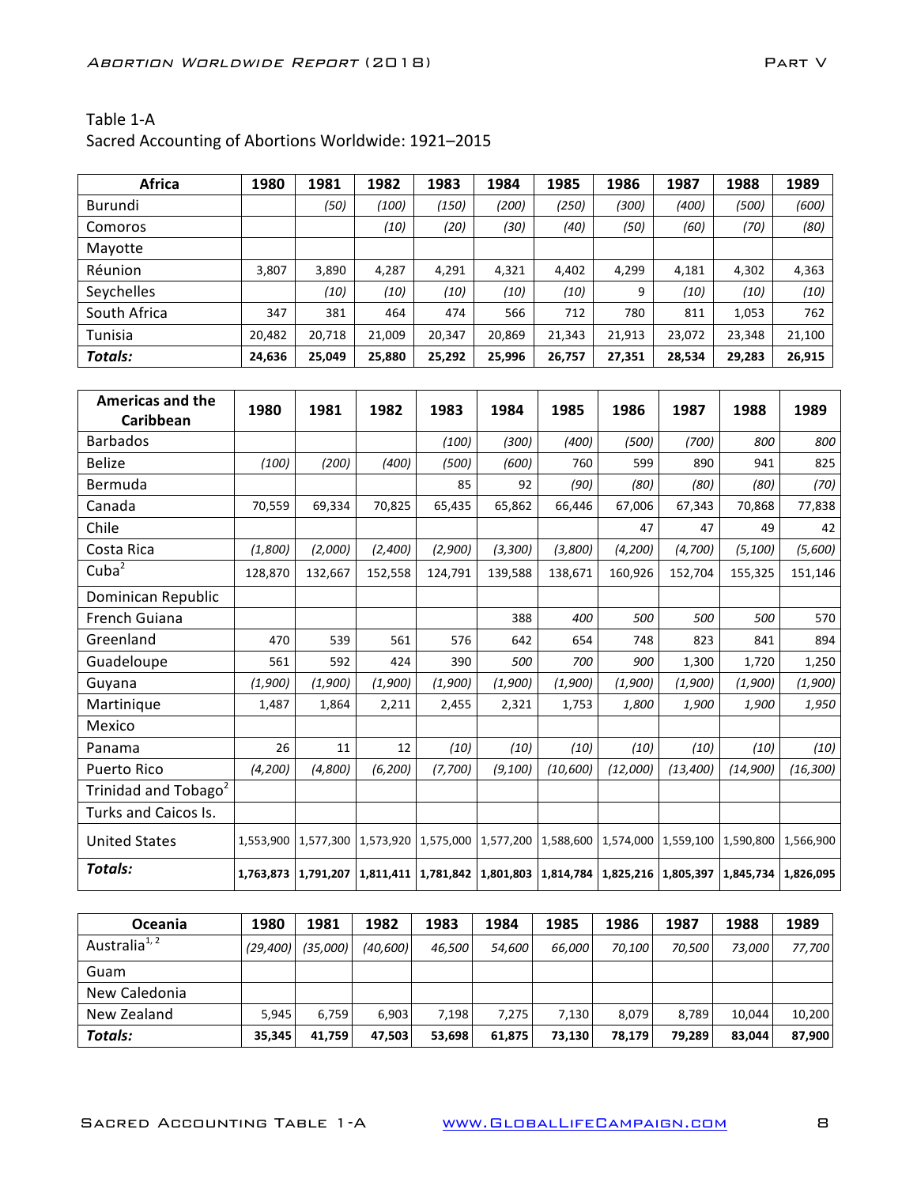Table 1-A
Sacred Accounting of Abortions Worldwide: 1921–2015

| Africa | 1980 | 1981 | 1982 | 1983 | 1984 | 1985 | 1986 | 1987 | 1988 | 1989 |
|---|---|---|---|---|---|---|---|---|---|---|
| Burundi | | *(50)* | *(100)* | *(150)* | *(200)* | *(250)* | *(300)* | *(400)* | *(500)* | *(600)* |
| Comoros | | | *(10)* | *(20)* | *(30)* | *(40)* | *(50)* | *(60)* | *(70)* | *(80)* |
| Mayotte | | | | | | | | | | |
| Réunion | 3,807 | 3,890 | 4,287 | 4,291 | 4,321 | 4,402 | 4,299 | 4,181 | 4,302 | 4,363 |
| Seychelles | | *(10)* | *(10)* | *(10)* | *(10)* | *(10)* | 9 | *(10)* | *(10)* | *(10)* |
| South Africa | 347 | 381 | 464 | 474 | 566 | 712 | 780 | 811 | 1,053 | 762 |
| Tunisia | 20,482 | 20,718 | 21,009 | 20,347 | 20,869 | 21,343 | 21,913 | 23,072 | 23,348 | 21,100 |
| ***Totals:*** | **24,636** | **25,049** | **25,880** | **25,292** | **25,996** | **26,757** | **27,351** | **28,534** | **29,283** | **26,915** |

| Americas and the Caribbean | 1980 | 1981 | 1982 | 1983 | 1984 | 1985 | 1986 | 1987 | 1988 | 1989 |
|---|---|---|---|---|---|---|---|---|---|---|
| Barbados | | | | *(100)* | *(300)* | *(400)* | *(500)* | *(700)* | *800* | *800* |
| Belize | *(100)* | *(200)* | *(400)* | *(500)* | *(600)* | 760 | 599 | 890 | 941 | 825 |
| Bermuda | | | | 85 | 92 | *(90)* | *(80)* | *(80)* | *(80)* | *(70)* |
| Canada | 70,559 | 69,334 | 70,825 | 65,435 | 65,862 | 66,446 | 67,006 | 67,343 | 70,868 | 77,838 |
| Chile | | | | | | | 47 | 47 | 49 | 42 |
| Costa Rica | *(1,800)* | *(2,000)* | *(2,400)* | *(2,900)* | *(3,300)* | *(3,800)* | *(4,200)* | *(4,700)* | *(5,100)* | *(5,600)* |
| Cuba[2] | 128,870 | 132,667 | 152,558 | 124,791 | 139,588 | 138,671 | 160,926 | 152,704 | 155,325 | 151,146 |
| Dominican Republic | | | | | | | | | | |
| French Guiana | | | | | 388 | *400* | *500* | *500* | *500* | 570 |
| Greenland | 470 | 539 | 561 | 576 | 642 | 654 | 748 | 823 | 841 | 894 |
| Guadeloupe | 561 | 592 | 424 | 390 | *500* | *700* | *900* | 1,300 | 1,720 | 1,250 |
| Guyana | *(1,900)* | *(1,900)* | *(1,900)* | *(1,900)* | *(1,900)* | *(1,900)* | *(1,900)* | *(1,900)* | *(1,900)* | *(1,900)* |
| Martinique | 1,487 | 1,864 | 2,211 | 2,455 | 2,321 | 1,753 | *1,800* | *1,900* | *1,900* | *1,950* |
| Mexico | | | | | | | | | | |
| Panama | 26 | 11 | 12 | *(10)* | *(10)* | *(10)* | *(10)* | *(10)* | *(10)* | *(10)* |
| Puerto Rico | *(4,200)* | *(4,800)* | *(6,200)* | *(7,700)* | *(9,100)* | *(10,600)* | *(12,000)* | *(13,400)* | *(14,900)* | *(16,300)* |
| Trinidad and Tobago[2] | | | | | | | | | | |
| Turks and Caicos Is. | | | | | | | | | | |
| United States | 1,553,900 | 1,577,300 | 1,573,920 | 1,575,000 | 1,577,200 | 1,588,600 | 1,574,000 | 1,559,100 | 1,590,800 | 1,566,900 |
| ***Totals:*** | **1,763,873** | **1,791,207** | **1,811,411** | **1,781,842** | **1,801,803** | **1,814,784** | **1,825,216** | **1,805,397** | **1,845,734** | **1,826,095** |

| Oceania | 1980 | 1981 | 1982 | 1983 | 1984 | 1985 | 1986 | 1987 | 1988 | 1989 |
|---|---|---|---|---|---|---|---|---|---|---|
| Australia[1, 2] | *(29,400)* | *(35,000)* | *(40,600)* | *46,500* | *54,600* | *66,000* | *70,100* | *70,500* | *73,000* | *77,700* |
| Guam | | | | | | | | | | |
| New Caledonia | | | | | | | | | | |
| New Zealand | 5,945 | 6,759 | 6,903 | 7,198 | 7,275 | 7,130 | 8,079 | 8,789 | 10,044 | 10,200 |
| ***Totals:*** | **35,345** | **41,759** | **47,503** | **53,698** | **61,875** | **73,130** | **78,179** | **79,289** | **83,044** | **87,900** |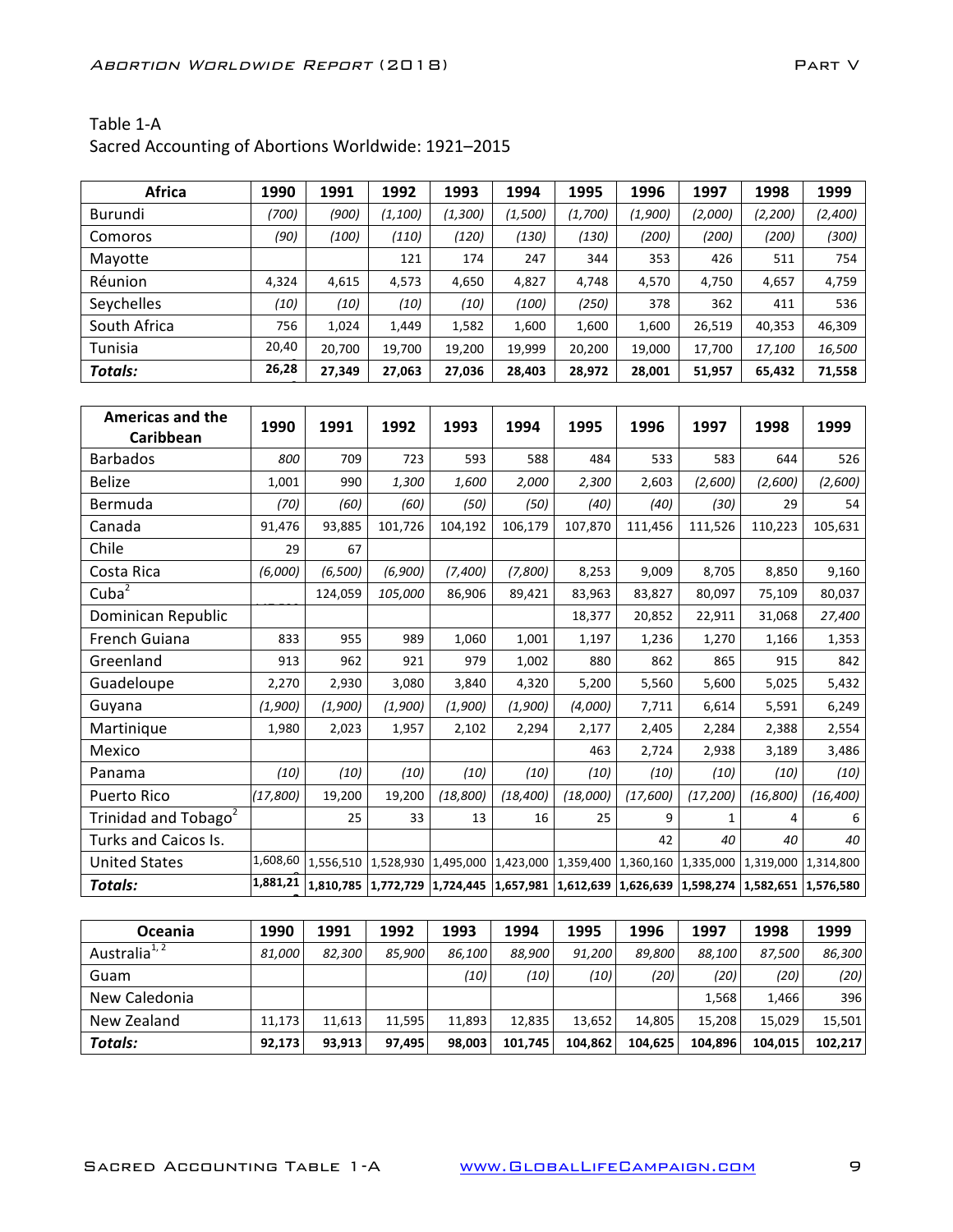Table 1-A

Sacred Accounting of Abortions Worldwide: 1921–2015

| Africa | 1990 | 1991 | 1992 | 1993 | 1994 | 1995 | 1996 | 1997 | 1998 | 1999 |
|---|---|---|---|---|---|---|---|---|---|---|
| Burundi | *(700)* | *(900)* | *(1,100)* | *(1,300)* | *(1,500)* | *(1,700)* | *(1,900)* | *(2,000)* | *(2,200)* | *(2,400)* |
| Comoros | *(90)* | *(100)* | *(110)* | *(120)* | *(130)* | *(130)* | *(200)* | *(200)* | *(200)* | *(300)* |
| Mayotte | | | 121 | 174 | 247 | 344 | 353 | 426 | 511 | 754 |
| Réunion | 4,324 | 4,615 | 4,573 | 4,650 | 4,827 | 4,748 | 4,570 | 4,750 | 4,657 | 4,759 |
| Seychelles | *(10)* | *(10)* | *(10)* | *(10)* | *(100)* | *(250)* | 378 | 362 | 411 | 536 |
| South Africa | 756 | 1,024 | 1,449 | 1,582 | 1,600 | 1,600 | 1,600 | 26,519 | 40,353 | 46,309 |
| Tunisia | 20,40 | 20,700 | 19,700 | 19,200 | 19,999 | 20,200 | 19,000 | 17,700 | *17,100* | *16,500* |
| ***Totals:*** | **26,28** | **27,349** | **27,063** | **27,036** | **28,403** | **28,972** | **28,001** | **51,957** | **65,432** | **71,558** |

| Americas and the Caribbean | 1990 | 1991 | 1992 | 1993 | 1994 | 1995 | 1996 | 1997 | 1998 | 1999 |
|---|---|---|---|---|---|---|---|---|---|---|
| Barbados | *800* | 709 | 723 | 593 | 588 | 484 | 533 | 583 | 644 | 526 |
| Belize | 1,001 | 990 | *1,300* | *1,600* | *2,000* | *2,300* | 2,603 | *(2,600)* | *(2,600)* | *(2,600)* |
| Bermuda | *(70)* | *(60)* | *(60)* | *(50)* | *(50)* | *(40)* | *(40)* | *(30)* | 29 | 54 |
| Canada | 91,476 | 93,885 | 101,726 | 104,192 | 106,179 | 107,870 | 111,456 | 111,526 | 110,223 | 105,631 |
| Chile | 29 | 67 | | | | | | | | |
| Costa Rica | *(6,000)* | *(6,500)* | *(6,900)* | *(7,400)* | *(7,800)* | 8,253 | 9,009 | 8,705 | 8,850 | 9,160 |
| Cuba[2] | | 124,059 | *105,000* | 86,906 | 89,421 | 83,963 | 83,827 | 80,097 | 75,109 | 80,037 |
| Dominican Republic | | | | | | 18,377 | 20,852 | 22,911 | 31,068 | *27,400* |
| French Guiana | 833 | 955 | 989 | 1,060 | 1,001 | 1,197 | 1,236 | 1,270 | 1,166 | 1,353 |
| Greenland | 913 | 962 | 921 | 979 | 1,002 | 880 | 862 | 865 | 915 | 842 |
| Guadeloupe | 2,270 | 2,930 | 3,080 | 3,840 | 4,320 | 5,200 | 5,560 | 5,600 | 5,025 | 5,432 |
| Guyana | *(1,900)* | *(1,900)* | *(1,900)* | *(1,900)* | *(1,900)* | *(4,000)* | 7,711 | 6,614 | 5,591 | 6,249 |
| Martinique | 1,980 | 2,023 | 1,957 | 2,102 | 2,294 | 2,177 | 2,405 | 2,284 | 2,388 | 2,554 |
| Mexico | | | | | | 463 | 2,724 | 2,938 | 3,189 | 3,486 |
| Panama | *(10)* | *(10)* | *(10)* | *(10)* | *(10)* | *(10)* | *(10)* | *(10)* | *(10)* | *(10)* |
| Puerto Rico | *(17,800)* | 19,200 | 19,200 | *(18,800)* | *(18,400)* | *(18,000)* | *(17,600)* | *(17,200)* | *(16,800)* | *(16,400)* |
| Trinidad and Tobago[2] | | 25 | 33 | 13 | 16 | 25 | 9 | 1 | 4 | 6 |
| Turks and Caicos Is. | | | | | | | 42 | *40* | *40* | *40* |
| United States | 1,608,60 | 1,556,510 | 1,528,930 | 1,495,000 | 1,423,000 | 1,359,400 | 1,360,160 | 1,335,000 | 1,319,000 | 1,314,800 |
| ***Totals:*** | **1,881,21** | **1,810,785** | **1,772,729** | **1,724,445** | **1,657,981** | **1,612,639** | **1,626,639** | **1,598,274** | **1,582,651** | **1,576,580** |

| Oceania | 1990 | 1991 | 1992 | 1993 | 1994 | 1995 | 1996 | 1997 | 1998 | 1999 |
|---|---|---|---|---|---|---|---|---|---|---|
| Australia[1, 2] | *81,000* | *82,300* | *85,900* | *86,100* | *88,900* | *91,200* | *89,800* | *88,100* | *87,500* | *86,300* |
| Guam | | | | *(10)* | *(10)* | *(10)* | *(20)* | *(20)* | *(20)* | *(20)* |
| New Caledonia | | | | | | | | 1,568 | 1,466 | 396 |
| New Zealand | 11,173 | 11,613 | 11,595 | 11,893 | 12,835 | 13,652 | 14,805 | 15,208 | 15,029 | 15,501 |
| ***Totals:*** | **92,173** | **93,913** | **97,495** | **98,003** | **101,745** | **104,862** | **104,625** | **104,896** | **104,015** | **102,217** |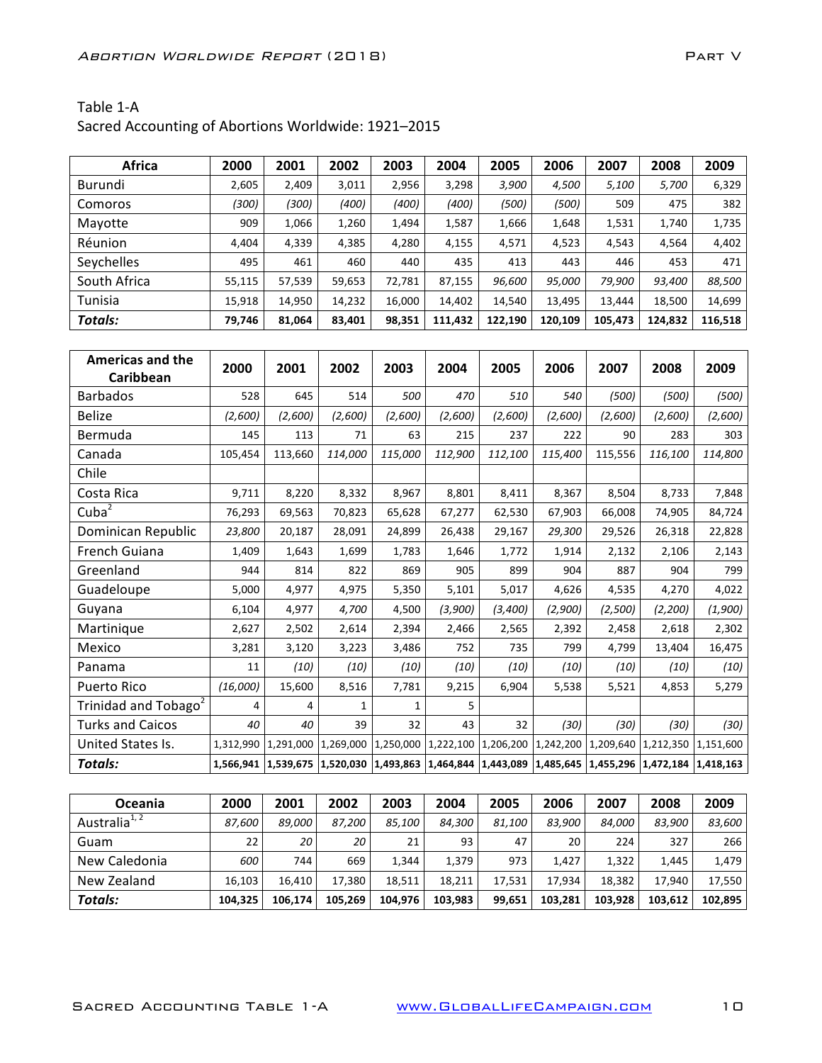Table 1-A
Sacred Accounting of Abortions Worldwide: 1921–2015

| Africa | 2000 | 2001 | 2002 | 2003 | 2004 | 2005 | 2006 | 2007 | 2008 | 2009 |
|---|---|---|---|---|---|---|---|---|---|---|
| Burundi | 2,605 | 2,409 | 3,011 | 2,956 | 3,298 | *3,900* | *4,500* | *5,100* | *5,700* | 6,329 |
| Comoros | *(300)* | *(300)* | *(400)* | *(400)* | *(400)* | *(500)* | *(500)* | 509 | 475 | 382 |
| Mayotte | 909 | 1,066 | 1,260 | 1,494 | 1,587 | 1,666 | 1,648 | 1,531 | 1,740 | 1,735 |
| Réunion | 4,404 | 4,339 | 4,385 | 4,280 | 4,155 | 4,571 | 4,523 | 4,543 | 4,564 | 4,402 |
| Seychelles | 495 | 461 | 460 | 440 | 435 | 413 | 443 | 446 | 453 | 471 |
| South Africa | 55,115 | 57,539 | 59,653 | 72,781 | 87,155 | *96,600* | *95,000* | *79,900* | *93,400* | *88,500* |
| Tunisia | 15,918 | 14,950 | 14,232 | 16,000 | 14,402 | 14,540 | 13,495 | 13,444 | 18,500 | 14,699 |
| ***Totals:*** | **79,746** | **81,064** | **83,401** | **98,351** | **111,432** | **122,190** | **120,109** | **105,473** | **124,832** | **116,518** |

| Americas and the Caribbean | 2000 | 2001 | 2002 | 2003 | 2004 | 2005 | 2006 | 2007 | 2008 | 2009 |
|---|---|---|---|---|---|---|---|---|---|---|
| Barbados | 528 | 645 | 514 | *500* | *470* | *510* | *540* | *(500)* | *(500)* | *(500)* |
| Belize | *(2,600)* | *(2,600)* | *(2,600)* | *(2,600)* | *(2,600)* | *(2,600)* | *(2,600)* | *(2,600)* | *(2,600)* | *(2,600)* |
| Bermuda | 145 | 113 | 71 | 63 | 215 | 237 | 222 | 90 | 283 | 303 |
| Canada | 105,454 | 113,660 | *114,000* | *115,000* | *112,900* | *112,100* | *115,400* | 115,556 | *116,100* | *114,800* |
| Chile | | | | | | | | | | |
| Costa Rica | 9,711 | 8,220 | 8,332 | 8,967 | 8,801 | 8,411 | 8,367 | 8,504 | 8,733 | 7,848 |
| Cuba[2] | 76,293 | 69,563 | 70,823 | 65,628 | 67,277 | 62,530 | 67,903 | 66,008 | 74,905 | 84,724 |
| Dominican Republic | *23,800* | 20,187 | 28,091 | 24,899 | 26,438 | 29,167 | *29,300* | 29,526 | 26,318 | 22,828 |
| French Guiana | 1,409 | 1,643 | 1,699 | 1,783 | 1,646 | 1,772 | 1,914 | 2,132 | 2,106 | 2,143 |
| Greenland | 944 | 814 | 822 | 869 | 905 | 899 | 904 | 887 | 904 | 799 |
| Guadeloupe | 5,000 | 4,977 | 4,975 | 5,350 | 5,101 | 5,017 | 4,626 | 4,535 | 4,270 | 4,022 |
| Guyana | 6,104 | 4,977 | *4,700* | *4,500* | *(3,900)* | *(3,400)* | *(2,900)* | *(2,500)* | *(2,200)* | *(1,900)* |
| Martinique | 2,627 | 2,502 | 2,614 | 2,394 | 2,466 | 2,565 | 2,392 | 2,458 | 2,618 | 2,302 |
| Mexico | 3,281 | 3,120 | 3,223 | 3,486 | 752 | 735 | 799 | 4,799 | 13,404 | 16,475 |
| Panama | 11 | *(10)* | *(10)* | *(10)* | *(10)* | *(10)* | *(10)* | *(10)* | *(10)* | *(10)* |
| Puerto Rico | *(16,000)* | 15,600 | 8,516 | 7,781 | 9,215 | 6,904 | 5,538 | 5,521 | 4,853 | 5,279 |
| Trinidad and Tobago[2] | 4 | 4 | 1 | 1 | 5 | | | | | |
| Turks and Caicos | *40* | *40* | 39 | 32 | 43 | 32 | *(30)* | *(30)* | *(30)* | *(30)* |
| United States Is. | 1,312,990 | 1,291,000 | 1,269,000 | 1,250,000 | 1,222,100 | 1,206,200 | 1,242,200 | 1,209,640 | 1,212,350 | 1,151,600 |
| ***Totals:*** | **1,566,941** | **1,539,675** | **1,520,030** | **1,493,863** | **1,464,844** | **1,443,089** | **1,485,645** | **1,455,296** | **1,472,184** | **1,418,163** |

| Oceania | 2000 | 2001 | 2002 | 2003 | 2004 | 2005 | 2006 | 2007 | 2008 | 2009 |
|---|---|---|---|---|---|---|---|---|---|---|
| Australia[1, 2] | *87,600* | *89,000* | *87,200* | *85,100* | *84,300* | *81,100* | *83,900* | *84,000* | *83,900* | *83,600* |
| Guam | 22 | 20 | 20 | 21 | 93 | 47 | 20 | 224 | 327 | 266 |
| New Caledonia | *600* | 744 | 669 | 1,344 | 1,379 | 973 | 1,427 | 1,322 | 1,445 | 1,479 |
| New Zealand | 16,103 | 16,410 | 17,380 | 18,511 | 18,211 | 17,531 | 17,934 | 18,382 | 17,940 | 17,550 |
| ***Totals:*** | **104,325** | **106,174** | **105,269** | **104,976** | **103,983** | **99,651** | **103,281** | **103,928** | **103,612** | **102,895** |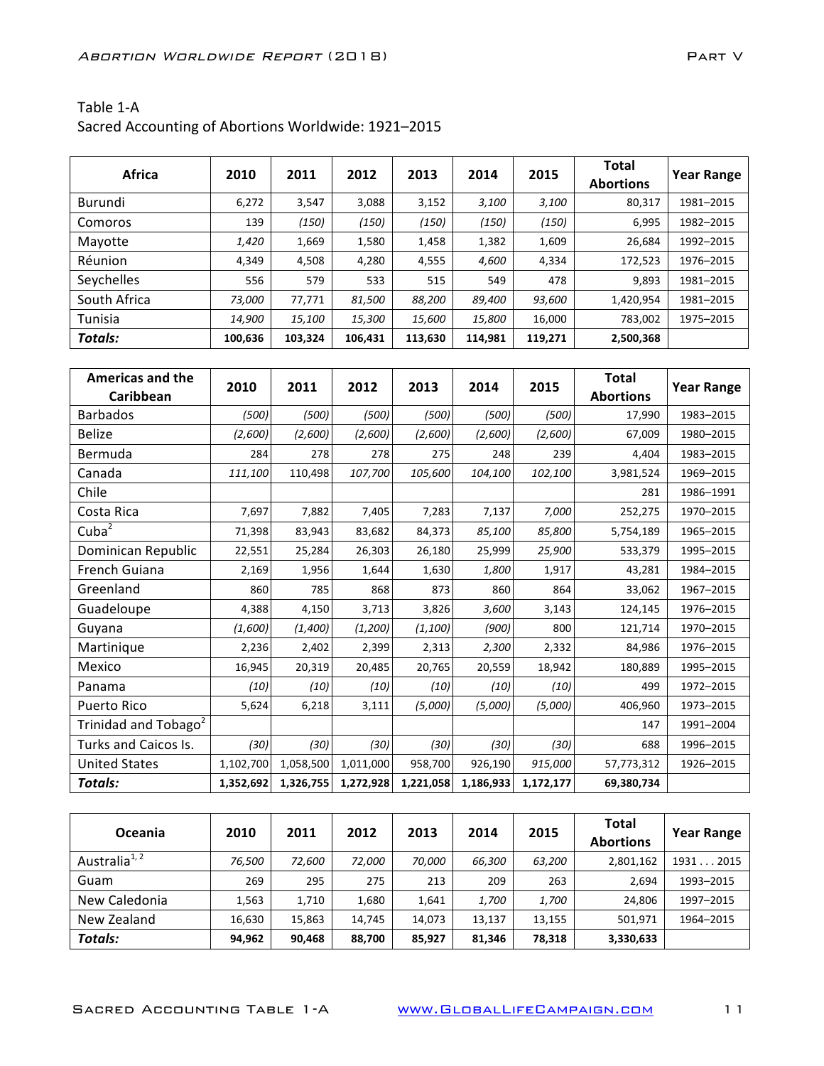Table 1-A
Sacred Accounting of Abortions Worldwide: 1921–2015

| Africa | 2010 | 2011 | 2012 | 2013 | 2014 | 2015 | Total Abortions | Year Range |
|---|---|---|---|---|---|---|---|---|
| Burundi | 6,272 | 3,547 | 3,088 | 3,152 | *3,100* | *3,100* | 80,317 | 1981–2015 |
| Comoros | 139 | *(150)* | *(150)* | *(150)* | *(150)* | *(150)* | 6,995 | 1982–2015 |
| Mayotte | *1,420* | 1,669 | 1,580 | 1,458 | 1,382 | 1,609 | 26,684 | 1992–2015 |
| Réunion | 4,349 | 4,508 | 4,280 | 4,555 | *4,600* | 4,334 | 172,523 | 1976–2015 |
| Seychelles | 556 | 579 | 533 | 515 | 549 | 478 | 9,893 | 1981–2015 |
| South Africa | *73,000* | 77,771 | *81,500* | *88,200* | *89,400* | *93,600* | 1,420,954 | 1981–2015 |
| Tunisia | *14,900* | *15,100* | *15,300* | *15,600* | *15,800* | 16,000 | 783,002 | 1975–2015 |
| ***Totals:*** | **100,636** | **103,324** | **106,431** | **113,630** | **114,981** | **119,271** | **2,500,368** | |

| Americas and the Caribbean | 2010 | 2011 | 2012 | 2013 | 2014 | 2015 | Total Abortions | Year Range |
|---|---|---|---|---|---|---|---|---|
| Barbados | *(500)* | *(500)* | *(500)* | *(500)* | *(500)* | *(500)* | 17,990 | 1983–2015 |
| Belize | *(2,600)* | *(2,600)* | *(2,600)* | *(2,600)* | *(2,600)* | *(2,600)* | 67,009 | 1980–2015 |
| Bermuda | 284 | 278 | 278 | 275 | 248 | 239 | 4,404 | 1983–2015 |
| Canada | *111,100* | 110,498 | *107,700* | *105,600* | *104,100* | *102,100* | 3,981,524 | 1969–2015 |
| Chile | | | | | | | 281 | 1986–1991 |
| Costa Rica | 7,697 | 7,882 | 7,405 | 7,283 | 7,137 | *7,000* | 252,275 | 1970–2015 |
| Cuba[2] | 71,398 | 83,943 | 83,682 | 84,373 | *85,100* | *85,800* | 5,754,189 | 1965–2015 |
| Dominican Republic | 22,551 | 25,284 | 26,303 | 26,180 | 25,999 | *25,900* | 533,379 | 1995–2015 |
| French Guiana | 2,169 | 1,956 | 1,644 | 1,630 | *1,800* | 1,917 | 43,281 | 1984–2015 |
| Greenland | 860 | 785 | 868 | 873 | 860 | 864 | 33,062 | 1967–2015 |
| Guadeloupe | 4,388 | 4,150 | 3,713 | 3,826 | *3,600* | 3,143 | 124,145 | 1976–2015 |
| Guyana | *(1,600)* | *(1,400)* | *(1,200)* | *(1,100)* | *(900)* | 800 | 121,714 | 1970–2015 |
| Martinique | 2,236 | 2,402 | 2,399 | 2,313 | *2,300* | 2,332 | 84,986 | 1976–2015 |
| Mexico | 16,945 | 20,319 | 20,485 | 20,765 | 20,559 | 18,942 | 180,889 | 1995–2015 |
| Panama | *(10)* | *(10)* | *(10)* | *(10)* | *(10)* | *(10)* | 499 | 1972–2015 |
| Puerto Rico | 5,624 | 6,218 | 3,111 | *(5,000)* | *(5,000)* | *(5,000)* | 406,960 | 1973–2015 |
| Trinidad and Tobago[2] | | | | | | | 147 | 1991–2004 |
| Turks and Caicos Is. | *(30)* | *(30)* | *(30)* | *(30)* | *(30)* | *(30)* | 688 | 1996–2015 |
| United States | 1,102,700 | 1,058,500 | 1,011,000 | 958,700 | 926,190 | *915,000* | 57,773,312 | 1926–2015 |
| ***Totals:*** | **1,352,692** | **1,326,755** | **1,272,928** | **1,221,058** | **1,186,933** | **1,172,177** | **69,380,734** | |

| Oceania | 2010 | 2011 | 2012 | 2013 | 2014 | 2015 | Total Abortions | Year Range |
|---|---|---|---|---|---|---|---|---|
| Australia[1, 2] | *76,500* | *72,600* | *72,000* | *70,000* | *66,300* | *63,200* | 2,801,162 | 1931 . . . 2015 |
| Guam | 269 | 295 | 275 | 213 | 209 | 263 | 2,694 | 1993–2015 |
| New Caledonia | 1,563 | 1,710 | 1,680 | 1,641 | *1,700* | *1,700* | 24,806 | 1997–2015 |
| New Zealand | 16,630 | 15,863 | 14,745 | 14,073 | 13,137 | 13,155 | 501,971 | 1964–2015 |
| ***Totals:*** | **94,962** | **90,468** | **88,700** | **85,927** | **81,346** | **78,318** | **3,330,633** | |